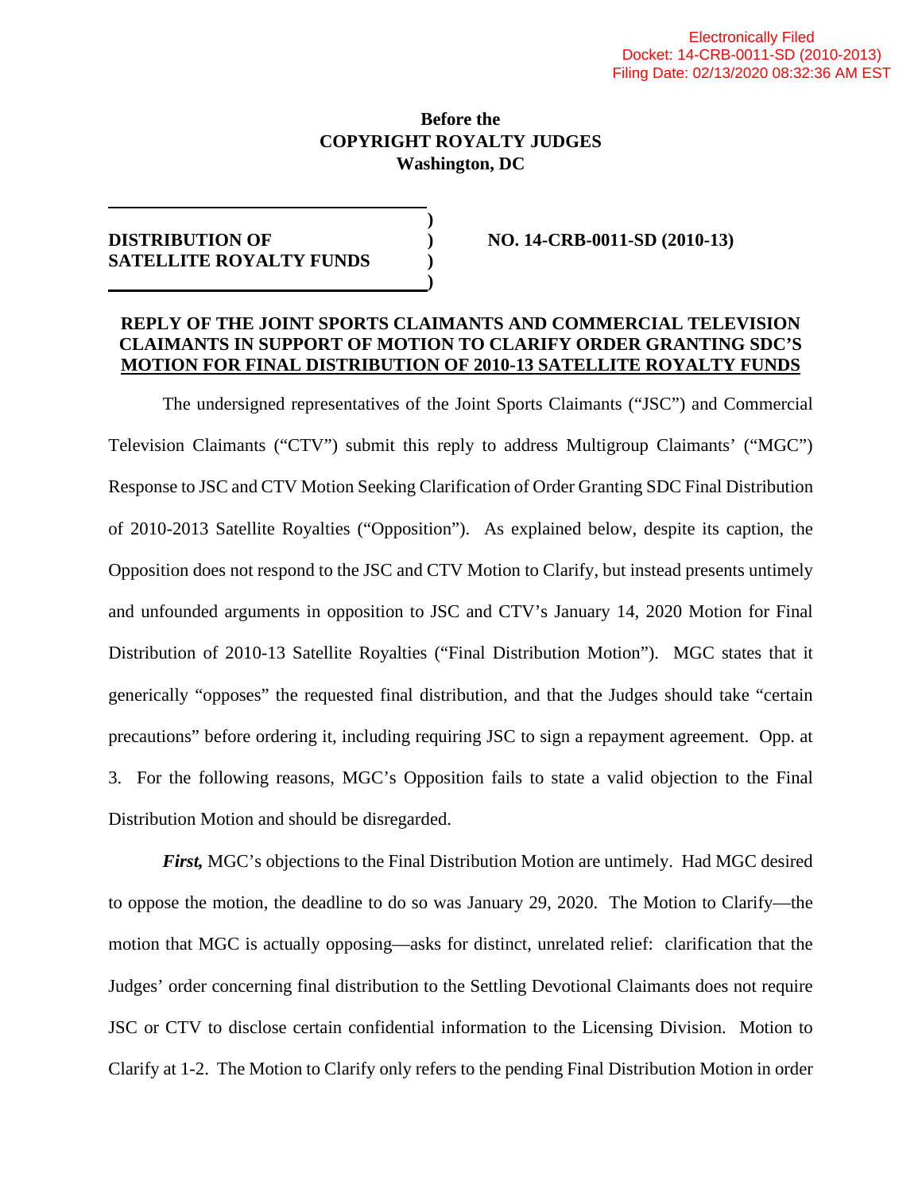Electronically Filed
Docket: 14-CRB-0011-SD (2010-2013)
Filing Date: 02/13/2020 08:32:36 AM EST

**Before the**
**COPYRIGHT ROYALTY JUDGES**
**Washington, DC**

| | |
|---|---|
| **DISTRIBUTION OF SATELLITE ROYALTY FUNDS** | **NO. 14-CRB-0011-SD (2010-13)** |

**REPLY OF THE JOINT SPORTS CLAIMANTS AND COMMERCIAL TELEVISION CLAIMANTS IN SUPPORT OF MOTION TO CLARIFY ORDER GRANTING SDC'S MOTION FOR FINAL DISTRIBUTION OF 2010-13 SATELLITE ROYALTY FUNDS**

The undersigned representatives of the Joint Sports Claimants ("JSC") and Commercial Television Claimants ("CTV") submit this reply to address Multigroup Claimants' ("MGC") Response to JSC and CTV Motion Seeking Clarification of Order Granting SDC Final Distribution of 2010-2013 Satellite Royalties ("Opposition"). As explained below, despite its caption, the Opposition does not respond to the JSC and CTV Motion to Clarify, but instead presents untimely and unfounded arguments in opposition to JSC and CTV's January 14, 2020 Motion for Final Distribution of 2010-13 Satellite Royalties ("Final Distribution Motion"). MGC states that it generically "opposes" the requested final distribution, and that the Judges should take "certain precautions" before ordering it, including requiring JSC to sign a repayment agreement. Opp. at 3. For the following reasons, MGC's Opposition fails to state a valid objection to the Final Distribution Motion and should be disregarded.

***First,*** MGC's objections to the Final Distribution Motion are untimely. Had MGC desired to oppose the motion, the deadline to do so was January 29, 2020. The Motion to Clarify—the motion that MGC is actually opposing—asks for distinct, unrelated relief: clarification that the Judges' order concerning final distribution to the Settling Devotional Claimants does not require JSC or CTV to disclose certain confidential information to the Licensing Division. Motion to Clarify at 1-2. The Motion to Clarify only refers to the pending Final Distribution Motion in order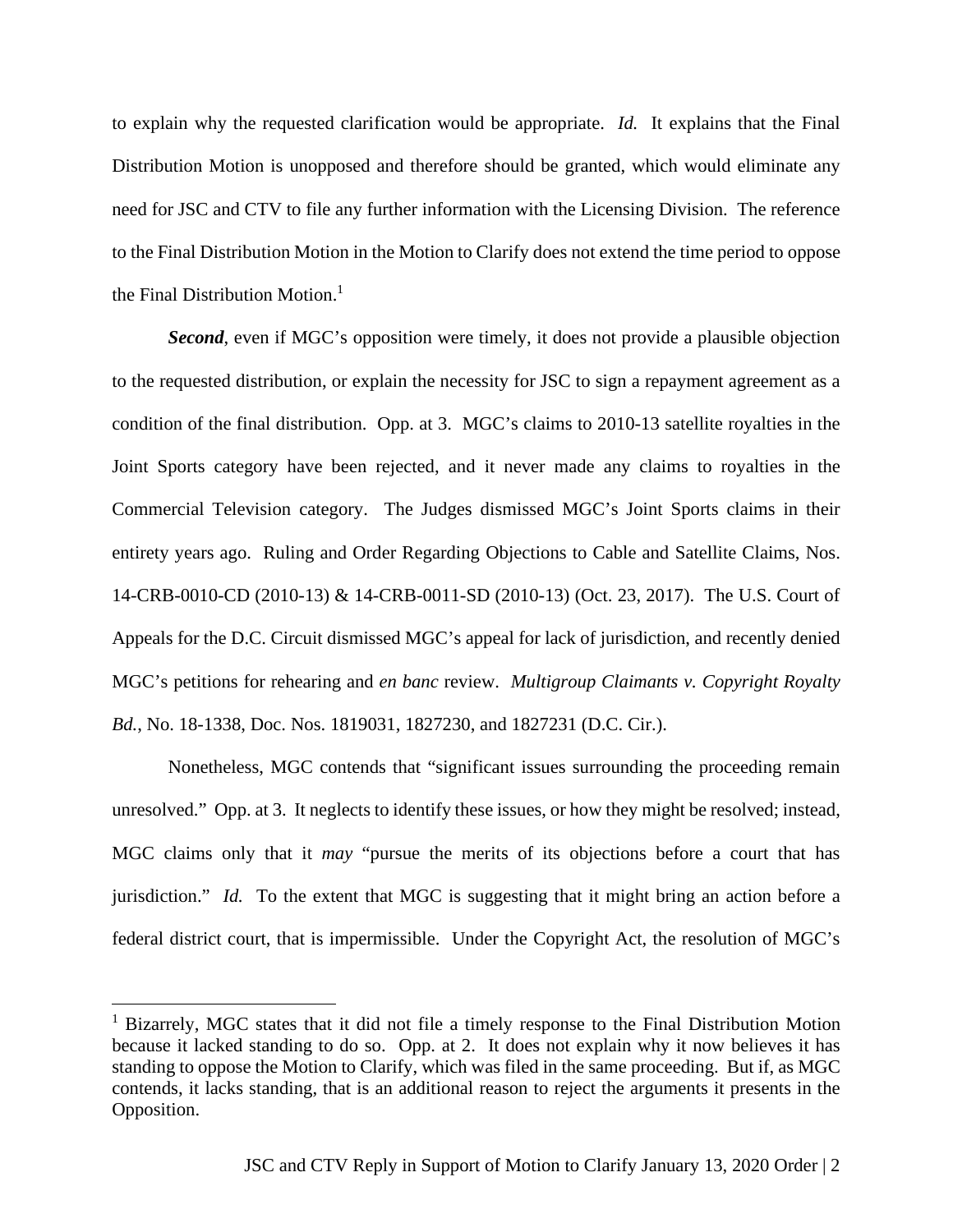to explain why the requested clarification would be appropriate. *Id.* It explains that the Final Distribution Motion is unopposed and therefore should be granted, which would eliminate any need for JSC and CTV to file any further information with the Licensing Division. The reference to the Final Distribution Motion in the Motion to Clarify does not extend the time period to oppose the Final Distribution Motion.[1]

***Second***, even if MGC's opposition were timely, it does not provide a plausible objection to the requested distribution, or explain the necessity for JSC to sign a repayment agreement as a condition of the final distribution. Opp. at 3. MGC's claims to 2010-13 satellite royalties in the Joint Sports category have been rejected, and it never made any claims to royalties in the Commercial Television category. The Judges dismissed MGC's Joint Sports claims in their entirety years ago. Ruling and Order Regarding Objections to Cable and Satellite Claims, Nos. 14-CRB-0010-CD (2010-13) & 14-CRB-0011-SD (2010-13) (Oct. 23, 2017). The U.S. Court of Appeals for the D.C. Circuit dismissed MGC's appeal for lack of jurisdiction, and recently denied MGC's petitions for rehearing and *en banc* review. *Multigroup Claimants v. Copyright Royalty Bd.*, No. 18-1338, Doc. Nos. 1819031, 1827230, and 1827231 (D.C. Cir.).

Nonetheless, MGC contends that "significant issues surrounding the proceeding remain unresolved." Opp. at 3. It neglects to identify these issues, or how they might be resolved; instead, MGC claims only that it *may* "pursue the merits of its objections before a court that has jurisdiction." *Id.* To the extent that MGC is suggesting that it might bring an action before a federal district court, that is impermissible. Under the Copyright Act, the resolution of MGC's

[1] Bizarrely, MGC states that it did not file a timely response to the Final Distribution Motion because it lacked standing to do so. Opp. at 2. It does not explain why it now believes it has standing to oppose the Motion to Clarify, which was filed in the same proceeding. But if, as MGC contends, it lacks standing, that is an additional reason to reject the arguments it presents in the Opposition.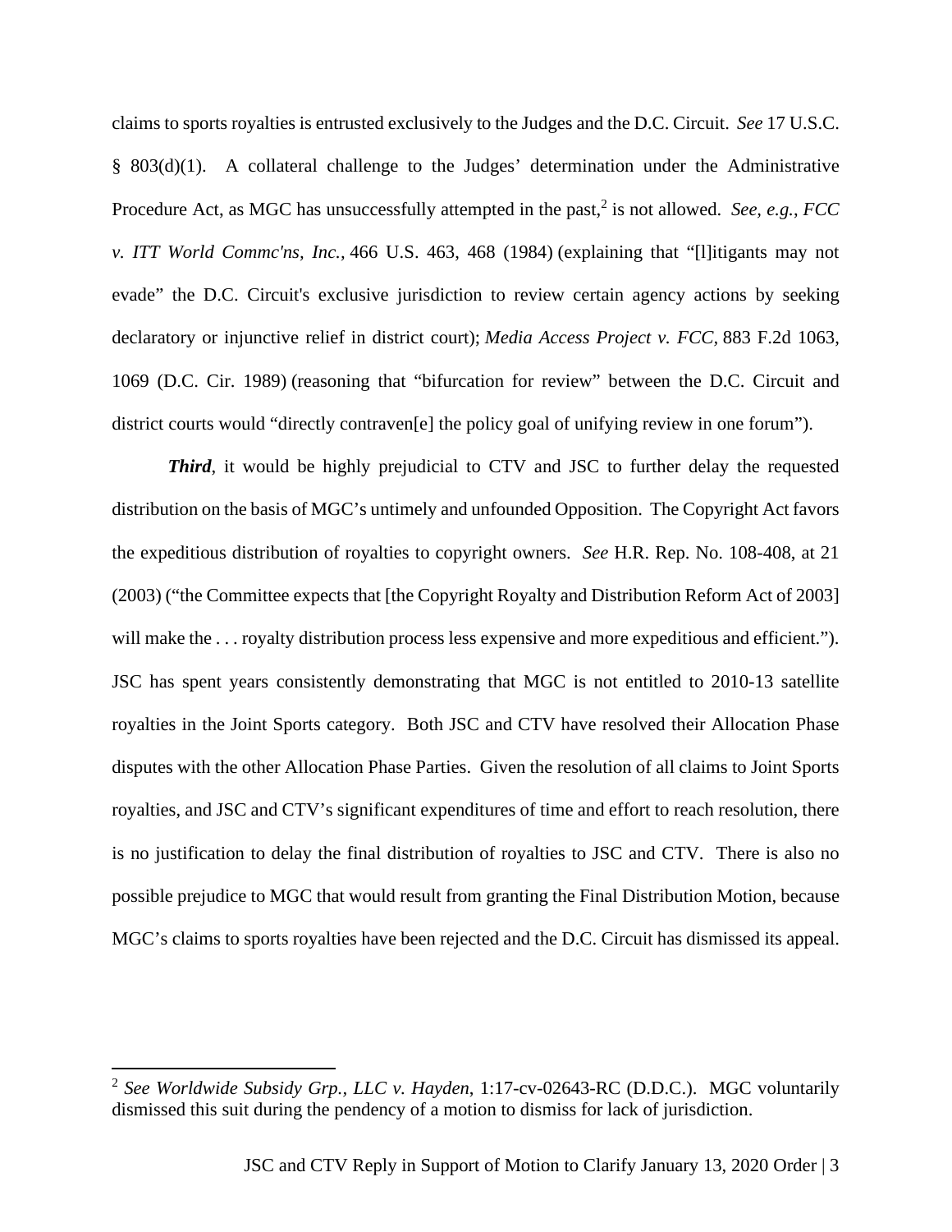claims to sports royalties is entrusted exclusively to the Judges and the D.C. Circuit. *See* 17 U.S.C. § 803(d)(1). A collateral challenge to the Judges' determination under the Administrative Procedure Act, as MGC has unsuccessfully attempted in the past,[2] is not allowed. *See, e.g.*, *FCC v. ITT World Commc'ns, Inc.*, 466 U.S. 463, 468 (1984) (explaining that "[l]itigants may not evade" the D.C. Circuit's exclusive jurisdiction to review certain agency actions by seeking declaratory or injunctive relief in district court); *Media Access Project v. FCC*, 883 F.2d 1063, 1069 (D.C. Cir. 1989) (reasoning that "bifurcation for review" between the D.C. Circuit and district courts would "directly contraven[e] the policy goal of unifying review in one forum").

***Third***, it would be highly prejudicial to CTV and JSC to further delay the requested distribution on the basis of MGC's untimely and unfounded Opposition. The Copyright Act favors the expeditious distribution of royalties to copyright owners. *See* H.R. Rep. No. 108-408, at 21 (2003) ("the Committee expects that [the Copyright Royalty and Distribution Reform Act of 2003] will make the . . . royalty distribution process less expensive and more expeditious and efficient."). JSC has spent years consistently demonstrating that MGC is not entitled to 2010-13 satellite royalties in the Joint Sports category. Both JSC and CTV have resolved their Allocation Phase disputes with the other Allocation Phase Parties. Given the resolution of all claims to Joint Sports royalties, and JSC and CTV's significant expenditures of time and effort to reach resolution, there is no justification to delay the final distribution of royalties to JSC and CTV. There is also no possible prejudice to MGC that would result from granting the Final Distribution Motion, because MGC's claims to sports royalties have been rejected and the D.C. Circuit has dismissed its appeal.

---

[2] *See Worldwide Subsidy Grp., LLC v. Hayden*, 1:17-cv-02643-RC (D.D.C.). MGC voluntarily dismissed this suit during the pendency of a motion to dismiss for lack of jurisdiction.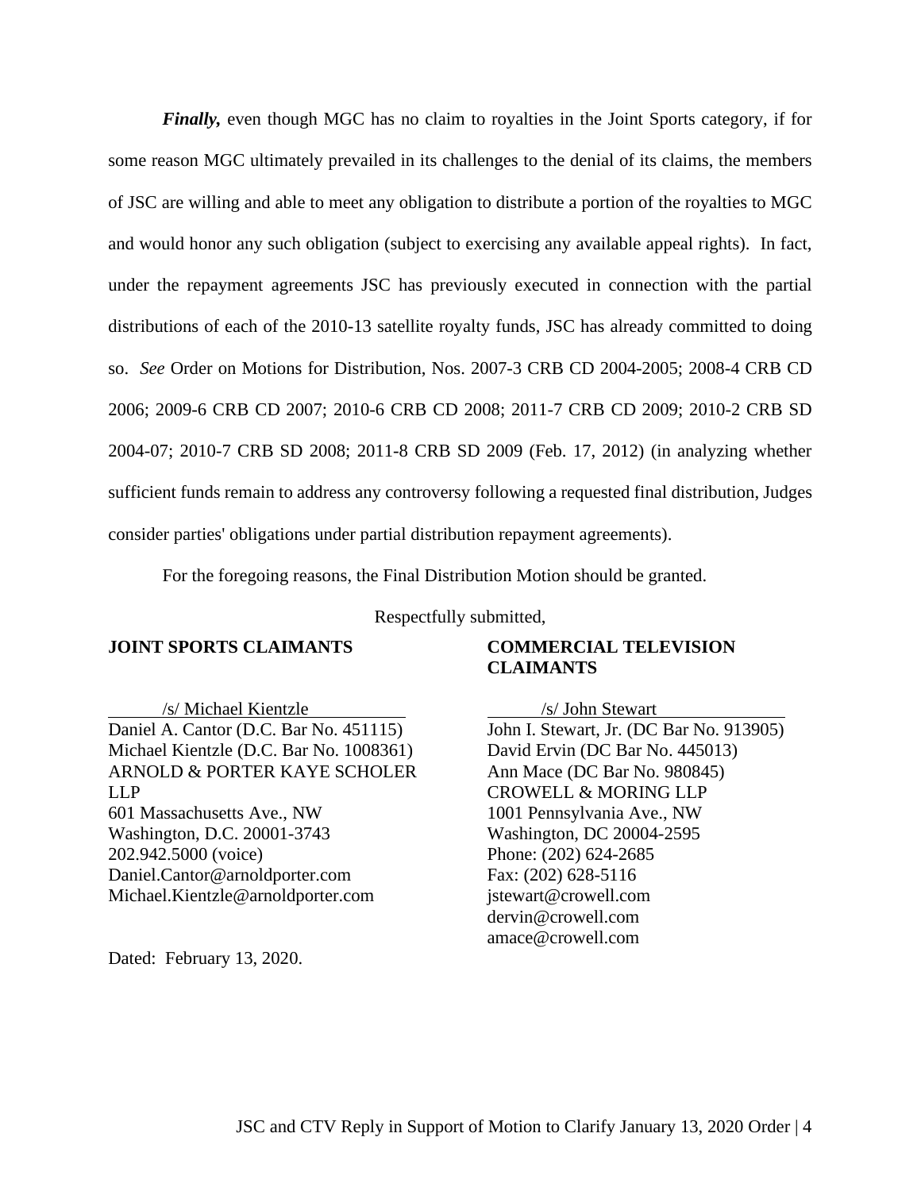***Finally,*** even though MGC has no claim to royalties in the Joint Sports category, if for some reason MGC ultimately prevailed in its challenges to the denial of its claims, the members of JSC are willing and able to meet any obligation to distribute a portion of the royalties to MGC and would honor any such obligation (subject to exercising any available appeal rights). In fact, under the repayment agreements JSC has previously executed in connection with the partial distributions of each of the 2010-13 satellite royalty funds, JSC has already committed to doing so. *See* Order on Motions for Distribution, Nos. 2007-3 CRB CD 2004-2005; 2008-4 CRB CD 2006; 2009-6 CRB CD 2007; 2010-6 CRB CD 2008; 2011-7 CRB CD 2009; 2010-2 CRB SD 2004-07; 2010-7 CRB SD 2008; 2011-8 CRB SD 2009 (Feb. 17, 2012) (in analyzing whether sufficient funds remain to address any controversy following a requested final distribution, Judges consider parties' obligations under partial distribution repayment agreements).

For the foregoing reasons, the Final Distribution Motion should be granted.

Respectfully submitted,

**JOINT SPORTS CLAIMANTS**

/s/ Michael Kientzle
Daniel A. Cantor (D.C. Bar No. 451115)
Michael Kientzle (D.C. Bar No. 1008361)
ARNOLD & PORTER KAYE SCHOLER LLP
601 Massachusetts Ave., NW
Washington, D.C. 20001-3743
202.942.5000 (voice)
Daniel.Cantor@arnoldporter.com
Michael.Kientzle@arnoldporter.com

**COMMERCIAL TELEVISION CLAIMANTS**

/s/ John Stewart
John I. Stewart, Jr. (DC Bar No. 913905)
David Ervin (DC Bar No. 445013)
Ann Mace (DC Bar No. 980845)
CROWELL & MORING LLP
1001 Pennsylvania Ave., NW
Washington, DC 20004-2595
Phone: (202) 624-2685
Fax: (202) 628-5116
jstewart@crowell.com
dervin@crowell.com
amace@crowell.com

Dated: February 13, 2020.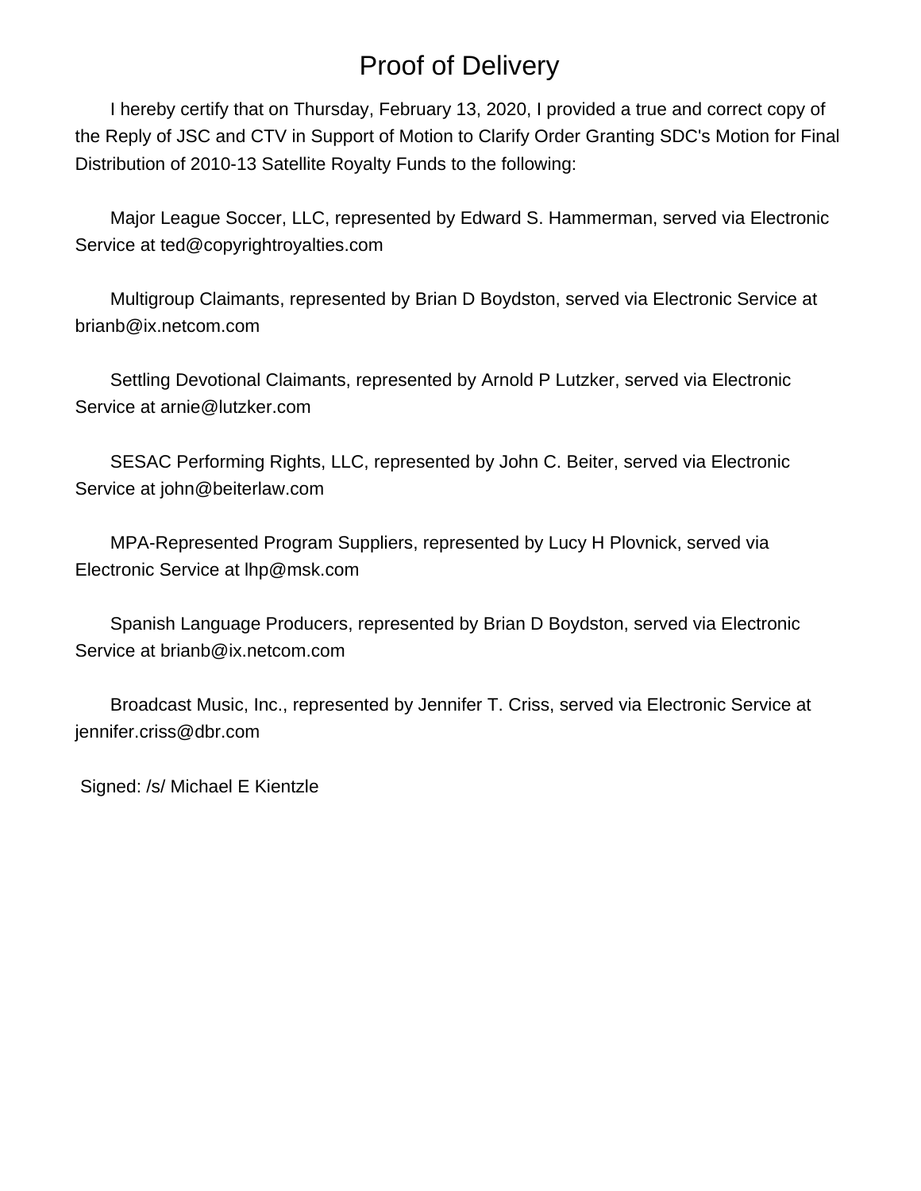# Proof of Delivery

I hereby certify that on Thursday, February 13, 2020, I provided a true and correct copy of the Reply of JSC and CTV in Support of Motion to Clarify Order Granting SDC's Motion for Final Distribution of 2010-13 Satellite Royalty Funds to the following:

Major League Soccer, LLC, represented by Edward S. Hammerman, served via Electronic Service at ted@copyrightroyalties.com

Multigroup Claimants, represented by Brian D Boydston, served via Electronic Service at brianb@ix.netcom.com

Settling Devotional Claimants, represented by Arnold P Lutzker, served via Electronic Service at arnie@lutzker.com

SESAC Performing Rights, LLC, represented by John C. Beiter, served via Electronic Service at john@beiterlaw.com

MPA-Represented Program Suppliers, represented by Lucy H Plovnick, served via Electronic Service at lhp@msk.com

Spanish Language Producers, represented by Brian D Boydston, served via Electronic Service at brianb@ix.netcom.com

Broadcast Music, Inc., represented by Jennifer T. Criss, served via Electronic Service at jennifer.criss@dbr.com

Signed: /s/ Michael E Kientzle